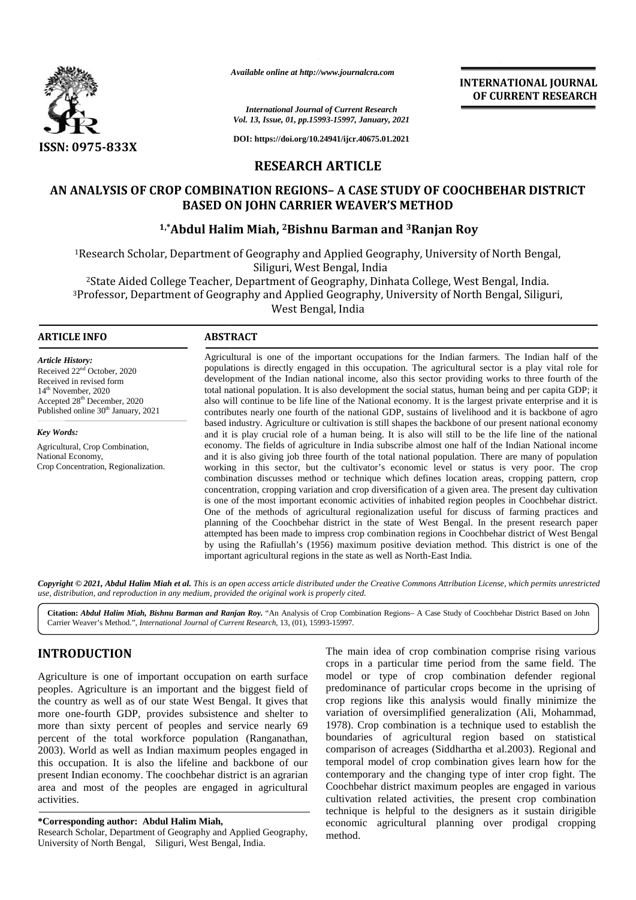*Available online at http://www.journalcra.com*

*International Journal of Current Research*
*Vol. 13, Issue, 01, pp.15993-15997, January, 2021*

**DOI: https://doi.org/10.24941/ijcr.40675.01.2021**

**INTERNATIONAL JOURNAL OF CURRENT RESEARCH**

**ISSN: 0975-833X**

## RESEARCH ARTICLE

# AN ANALYSIS OF CROP COMBINATION REGIONS– A CASE STUDY OF COOCHBEHAR DISTRICT BASED ON JOHN CARRIER WEAVER'S METHOD

### [1,*]Abdul Halim Miah, [2]Bishnu Barman and [3]Ranjan Roy

[1]Research Scholar, Department of Geography and Applied Geography, University of North Bengal, Siliguri, West Bengal, India

[2]State Aided College Teacher, Department of Geography, Dinhata College, West Bengal, India.

[3]Professor, Department of Geography and Applied Geography, University of North Bengal, Siliguri, West Bengal, India

**ARTICLE INFO**

*Article History:*
Received 22[nd] October, 2020
Received in revised form
14[th] November, 2020
Accepted 28[th] December, 2020
Published online 30[th] January, 2021

*Key Words:*
Agricultural, Crop Combination, National Economy, Crop Concentration, Regionalization.

**ABSTRACT**

Agricultural is one of the important occupations for the Indian farmers. The Indian half of the populations is directly engaged in this occupation. The agricultural sector is a play vital role for development of the Indian national income, also this sector providing works to three fourth of the total national population. It is also development the social status, human being and per capita GDP; it also will continue to be life line of the National economy. It is the largest private enterprise and it is contributes nearly one fourth of the national GDP, sustains of livelihood and it is backbone of agro based industry. Agriculture or cultivation is still shapes the backbone of our present national economy and it is play crucial role of a human being. It is also will still to be the life line of the national economy. The fields of agriculture in India subscribe almost one half of the Indian National income and it is also giving job three fourth of the total national population. There are many of population working in this sector, but the cultivator's economic level or status is very poor. The crop combination discusses method or technique which defines location areas, cropping pattern, crop concentration, cropping variation and crop diversification of a given area. The present day cultivation is one of the most important economic activities of inhabited region peoples in Coochbehar district. One of the methods of agricultural regionalization useful for discuss of farming practices and planning of the Coochbehar district in the state of West Bengal. In the present research paper attempted has been made to impress crop combination regions in Coochbehar district of West Bengal by using the Rafiullah's (1956) maximum positive deviation method. This district is one of the important agricultural regions in the state as well as North-East India.

***Copyright © 2021, Abdul Halim Miah et al.*** *This is an open access article distributed under the Creative Commons Attribution License, which permits unrestricted use, distribution, and reproduction in any medium, provided the original work is properly cited.*

**Citation:** ***Abdul Halim Miah, Bishnu Barman and Ranjan Roy.*** "An Analysis of Crop Combination Regions– A Case Study of Coochbehar District Based on John Carrier Weaver's Method.", *International Journal of Current Research*, 13, (01), 15993-15997.

## INTRODUCTION

Agriculture is one of important occupation on earth surface peoples. Agriculture is an important and the biggest field of the country as well as of our state West Bengal. It gives that more one-fourth GDP, provides subsistence and shelter to more than sixty percent of peoples and service nearly 69 percent of the total workforce population (Ranganathan, 2003). World as well as Indian maximum peoples engaged in this occupation. It is also the lifeline and backbone of our present Indian economy. The coochbehar district is an agrarian area and most of the peoples are engaged in agricultural activities.

The main idea of crop combination comprise rising various crops in a particular time period from the same field. The model or type of crop combination defender regional predominance of particular crops become in the uprising of crop regions like this analysis would finally minimize the variation of oversimplified generalization (Ali, Mohammad, 1978). Crop combination is a technique used to establish the boundaries of agricultural region based on statistical comparison of acreages (Siddhartha et al.2003). Regional and temporal model of crop combination gives learn how for the contemporary and the changing type of inter crop fight. The Coochbehar district maximum peoples are engaged in various cultivation related activities, the present crop combination technique is helpful to the designers as it sustain dirigible economic agricultural planning over prodigal cropping method.

**\*Corresponding author: Abdul Halim Miah,**
Research Scholar, Department of Geography and Applied Geography, University of North Bengal, Siliguri, West Bengal, India.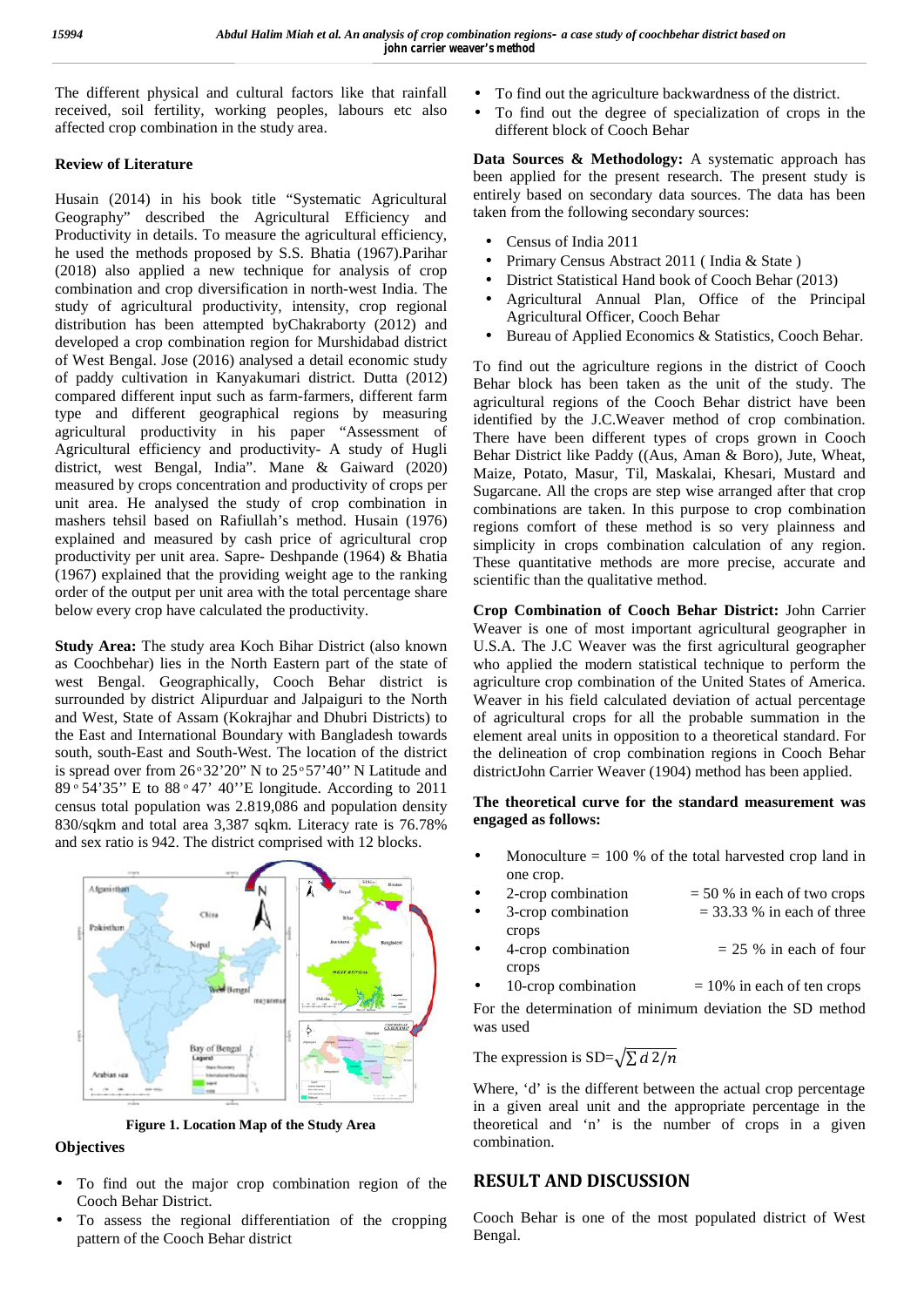The different physical and cultural factors like that rainfall received, soil fertility, working peoples, labours etc also affected crop combination in the study area.

### Review of Literature

Husain (2014) in his book title "Systematic Agricultural Geography" described the Agricultural Efficiency and Productivity in details. To measure the agricultural efficiency, he used the methods proposed by S.S. Bhatia (1967).Parihar (2018) also applied a new technique for analysis of crop combination and crop diversification in north-west India. The study of agricultural productivity, intensity, crop regional distribution has been attempted byChakraborty (2012) and developed a crop combination region for Murshidabad district of West Bengal. Jose (2016) analysed a detail economic study of paddy cultivation in Kanyakumari district. Dutta (2012) compared different input such as farm-farmers, different farm type and different geographical regions by measuring agricultural productivity in his paper "Assessment of Agricultural efficiency and productivity- A study of Hugli district, west Bengal, India". Mane & Gaiward (2020) measured by crops concentration and productivity of crops per unit area. He analysed the study of crop combination in mashers tehsil based on Rafiullah's method. Husain (1976) explained and measured by cash price of agricultural crop productivity per unit area. Sapre- Deshpande (1964) & Bhatia (1967) explained that the providing weight age to the ranking order of the output per unit area with the total percentage share below every crop have calculated the productivity.

**Study Area:** The study area Koch Bihar District (also known as Coochbehar) lies in the North Eastern part of the state of west Bengal. Geographically, Cooch Behar district is surrounded by district Alipurduar and Jalpaiguri to the North and West, State of Assam (Kokrajhar and Dhubri Districts) to the East and International Boundary with Bangladesh towards south, south-East and South-West. The location of the district is spread over from 26°32'20" N to 25°57'40" N Latitude and 89° 54'35" E to 88° 47' 40" E longitude. According to 2011 census total population was 2.819,086 and population density 830/sqkm and total area 3,387 sqkm. Literacy rate is 76.78% and sex ratio is 942. The district comprised with 12 blocks.

**Figure 1. Location Map of the Study Area**

### Objectives

- To find out the major crop combination region of the Cooch Behar District.
- To assess the regional differentiation of the cropping pattern of the Cooch Behar district
- To find out the agriculture backwardness of the district.
- To find out the degree of specialization of crops in the different block of Cooch Behar

**Data Sources & Methodology:** A systematic approach has been applied for the present research. The present study is entirely based on secondary data sources. The data has been taken from the following secondary sources:

- Census of India 2011
- Primary Census Abstract 2011 ( India & State )
- District Statistical Hand book of Cooch Behar (2013)
- Agricultural Annual Plan, Office of the Principal Agricultural Officer, Cooch Behar
- Bureau of Applied Economics & Statistics, Cooch Behar.

To find out the agriculture regions in the district of Cooch Behar block has been taken as the unit of the study. The agricultural regions of the Cooch Behar district have been identified by the J.C.Weaver method of crop combination. There have been different types of crops grown in Cooch Behar District like Paddy ((Aus, Aman & Boro), Jute, Wheat, Maize, Potato, Masur, Til, Maskalai, Khesari, Mustard and Sugarcane. All the crops are step wise arranged after that crop combinations are taken. In this purpose to crop combination regions comfort of these method is so very plainness and simplicity in crops combination calculation of any region. These quantitative methods are more precise, accurate and scientific than the qualitative method.

**Crop Combination of Cooch Behar District:** John Carrier Weaver is one of most important agricultural geographer in U.S.A. The J.C Weaver was the first agricultural geographer who applied the modern statistical technique to perform the agriculture crop combination of the United States of America. Weaver in his field calculated deviation of actual percentage of agricultural crops for all the probable summation in the element areal units in opposition to a theoretical standard. For the delineation of crop combination regions in Cooch Behar districtJohn Carrier Weaver (1904) method has been applied.

**The theoretical curve for the standard measurement was engaged as follows:**

- Monoculture = 100 % of the total harvested crop land in one crop.
- 2-crop combination = 50 % in each of two crops
- 3-crop combination = 33.33 % in each of three crops
- 4-crop combination = 25 % in each of four crops
- 10-crop combination = 10% in each of ten crops

For the determination of minimum deviation the SD method was used

The expression is $SD=\sqrt{\sum d2/n}$

Where, 'd' is the different between the actual crop percentage in a given areal unit and the appropriate percentage in the theoretical and 'n' is the number of crops in a given combination.

## RESULT AND DISCUSSION

Cooch Behar is one of the most populated district of West Bengal.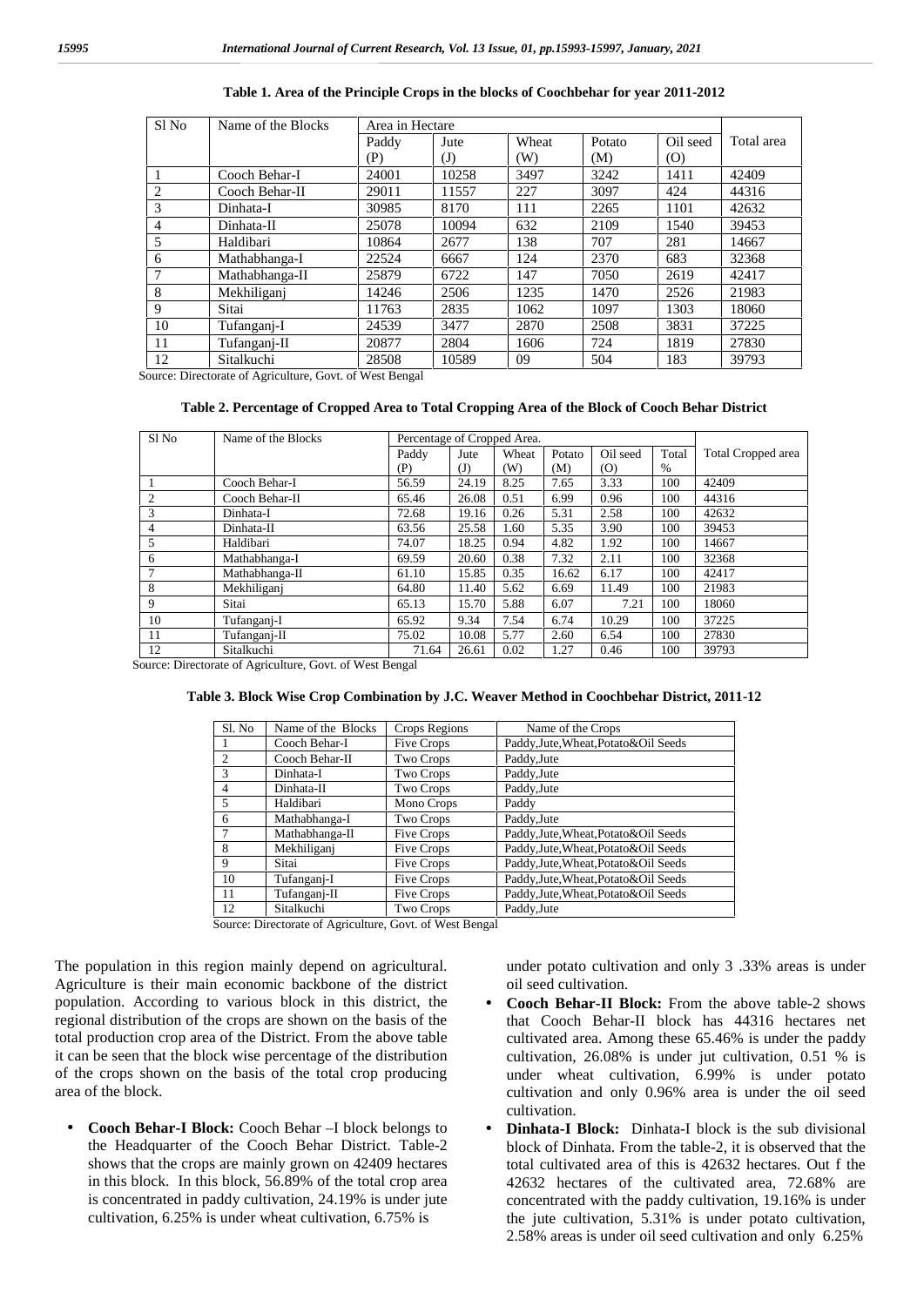**Table 1. Area of the Principle Crops in the blocks of Coochbehar for year 2011-2012**

| Sl No | Name of the Blocks | Area in Hectare | | | | | Total area |
|---|---|---|---|---|---|---|---|
| | | Paddy (P) | Jute (J) | Wheat (W) | Potato (M) | Oil seed (O) | |
| 1 | Cooch Behar-I | 24001 | 10258 | 3497 | 3242 | 1411 | 42409 |
| 2 | Cooch Behar-II | 29011 | 11557 | 227 | 3097 | 424 | 44316 |
| 3 | Dinhata-I | 30985 | 8170 | 111 | 2265 | 1101 | 42632 |
| 4 | Dinhata-II | 25078 | 10094 | 632 | 2109 | 1540 | 39453 |
| 5 | Haldibari | 10864 | 2677 | 138 | 707 | 281 | 14667 |
| 6 | Mathabhanga-I | 22524 | 6667 | 124 | 2370 | 683 | 32368 |
| 7 | Mathabhanga-II | 25879 | 6722 | 147 | 7050 | 2619 | 42417 |
| 8 | Mekhiliganj | 14246 | 2506 | 1235 | 1470 | 2526 | 21983 |
| 9 | Sitai | 11763 | 2835 | 1062 | 1097 | 1303 | 18060 |
| 10 | Tufanganj-I | 24539 | 3477 | 2870 | 2508 | 3831 | 37225 |
| 11 | Tufanganj-II | 20877 | 2804 | 1606 | 724 | 1819 | 27830 |
| 12 | Sitalkuchi | 28508 | 10589 | 09 | 504 | 183 | 39793 |

Source: Directorate of Agriculture, Govt. of West Bengal

**Table 2. Percentage of Cropped Area to Total Cropping Area of the Block of Cooch Behar District**

| Sl No | Name of the Blocks | Percentage of Cropped Area. | | | | | | Total Cropped area |
|---|---|---|---|---|---|---|---|---|
| | | Paddy (P) | Jute (J) | Wheat (W) | Potato (M) | Oil seed (O) | Total % | |
| 1 | Cooch Behar-I | 56.59 | 24.19 | 8.25 | 7.65 | 3.33 | 100 | 42409 |
| 2 | Cooch Behar-II | 65.46 | 26.08 | 0.51 | 6.99 | 0.96 | 100 | 44316 |
| 3 | Dinhata-I | 72.68 | 19.16 | 0.26 | 5.31 | 2.58 | 100 | 42632 |
| 4 | Dinhata-II | 63.56 | 25.58 | 1.60 | 5.35 | 3.90 | 100 | 39453 |
| 5 | Haldibari | 74.07 | 18.25 | 0.94 | 4.82 | 1.92 | 100 | 14667 |
| 6 | Mathabhanga-I | 69.59 | 20.60 | 0.38 | 7.32 | 2.11 | 100 | 32368 |
| 7 | Mathabhanga-II | 61.10 | 15.85 | 0.35 | 16.62 | 6.17 | 100 | 42417 |
| 8 | Mekhiliganj | 64.80 | 11.40 | 5.62 | 6.69 | 11.49 | 100 | 21983 |
| 9 | Sitai | 65.13 | 15.70 | 5.88 | 6.07 | 7.21 | 100 | 18060 |
| 10 | Tufanganj-I | 65.92 | 9.34 | 7.54 | 6.74 | 10.29 | 100 | 37225 |
| 11 | Tufanganj-II | 75.02 | 10.08 | 5.77 | 2.60 | 6.54 | 100 | 27830 |
| 12 | Sitalkuchi | 71.64 | 26.61 | 0.02 | 1.27 | 0.46 | 100 | 39793 |

Source: Directorate of Agriculture, Govt. of West Bengal

**Table 3. Block Wise Crop Combination by J.C. Weaver Method in Coochbehar District, 2011-12**

| Sl. No | Name of the Blocks | Crops Regions | Name of the Crops |
|---|---|---|---|
| 1 | Cooch Behar-I | Five Crops | Paddy,Jute,Wheat,Potato&Oil Seeds |
| 2 | Cooch Behar-II | Two Crops | Paddy,Jute |
| 3 | Dinhata-I | Two Crops | Paddy,Jute |
| 4 | Dinhata-II | Two Crops | Paddy,Jute |
| 5 | Haldibari | Mono Crops | Paddy |
| 6 | Mathabhanga-I | Two Crops | Paddy,Jute |
| 7 | Mathabhanga-II | Five Crops | Paddy,Jute,Wheat,Potato&Oil Seeds |
| 8 | Mekhiliganj | Five Crops | Paddy,Jute,Wheat,Potato&Oil Seeds |
| 9 | Sitai | Five Crops | Paddy,Jute,Wheat,Potato&Oil Seeds |
| 10 | Tufanganj-I | Five Crops | Paddy,Jute,Wheat,Potato&Oil Seeds |
| 11 | Tufanganj-II | Five Crops | Paddy,Jute,Wheat,Potato&Oil Seeds |
| 12 | Sitalkuchi | Two Crops | Paddy,Jute |

Source: Directorate of Agriculture, Govt. of West Bengal

The population in this region mainly depend on agricultural. Agriculture is their main economic backbone of the district population. According to various block in this district, the regional distribution of the crops are shown on the basis of the total production crop area of the District. From the above table it can be seen that the block wise percentage of the distribution of the crops shown on the basis of the total crop producing area of the block.

- **Cooch Behar-I Block:** Cooch Behar –I block belongs to the Headquarter of the Cooch Behar District. Table-2 shows that the crops are mainly grown on 42409 hectares in this block. In this block, 56.89% of the total crop area is concentrated in paddy cultivation, 24.19% is under jute cultivation, 6.25% is under wheat cultivation, 6.75% is under potato cultivation and only 3 .33% areas is under oil seed cultivation.
- **Cooch Behar-II Block:** From the above table-2 shows that Cooch Behar-II block has 44316 hectares net cultivated area. Among these 65.46% is under the paddy cultivation, 26.08% is under jut cultivation, 0.51 % is under wheat cultivation, 6.99% is under potato cultivation and only 0.96% area is under the oil seed cultivation.
- **Dinhata-I Block:** Dinhata-I block is the sub divisional block of Dinhata. From the table-2, it is observed that the total cultivated area of this is 42632 hectares. Out f the 42632 hectares of the cultivated area, 72.68% are concentrated with the paddy cultivation, 19.16% is under the jute cultivation, 5.31% is under potato cultivation, 2.58% areas is under oil seed cultivation and only 6.25%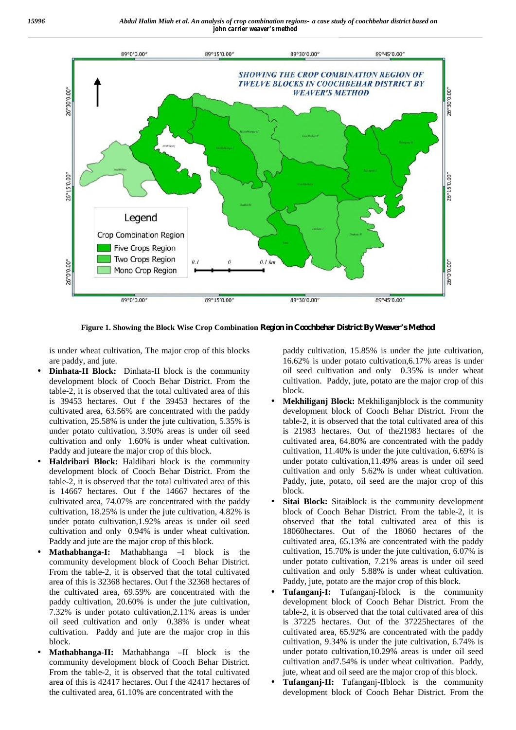SHOWING THE CROP COMBINATION REGION OF TWELVE BLOCKS IN COOCHBEHAR DISTRICT BY WEAVER'S METHOD

Legend

Crop Combination Region

Five Crops Region

Two Crops Region

Mono Crop Region

89°0'0.00" 89°15'0.00" 89°30'0.00" 89°45'0.00"

26°30'0.00" 26°15'0.00" 26°0'0.00"

0.1 0 0.1 km

**Figure 1. Showing the Block Wise Crop Combination Region in Coochbehar District By Weaver's Method**

is under wheat cultivation, The major crop of this blocks are paddy, and jute.

- **Dinhata-II Block:** Dinhata-II block is the community development block of Cooch Behar District. From the table-2, it is observed that the total cultivated area of this is 39453 hectares. Out f the 39453 hectares of the cultivated area, 63.56% are concentrated with the paddy cultivation, 25.58% is under the jute cultivation, 5.35% is under potato cultivation, 3.90% areas is under oil seed cultivation and only 1.60% is under wheat cultivation. Paddy and juteare the major crop of this block.
- **Haldribari Block:** Haldibari block is the community development block of Cooch Behar District. From the table-2, it is observed that the total cultivated area of this is 14667 hectares. Out f the 14667 hectares of the cultivated area, 74.07% are concentrated with the paddy cultivation, 18.25% is under the jute cultivation, 4.82% is under potato cultivation,1.92% areas is under oil seed cultivation and only 0.94% is under wheat cultivation. Paddy and jute are the major crop of this block.
- **Mathabhanga-I:** Mathabhanga –I block is the community development block of Cooch Behar District. From the table-2, it is observed that the total cultivated area of this is 32368 hectares. Out f the 32368 hectares of the cultivated area, 69.59% are concentrated with the paddy cultivation, 20.60% is under the jute cultivation, 7.32% is under potato cultivation,2.11% areas is under oil seed cultivation and only 0.38% is under wheat cultivation. Paddy and jute are the major crop in this block.
- **Mathabhanga-II:** Mathabhanga –II block is the community development block of Cooch Behar District. From the table-2, it is observed that the total cultivated area of this is 42417 hectares. Out f the 42417 hectares of the cultivated area, 61.10% are concentrated with the paddy cultivation, 15.85% is under the jute cultivation, 16.62% is under potato cultivation,6.17% areas is under oil seed cultivation and only 0.35% is under wheat cultivation. Paddy, jute, potato are the major crop of this block.
- **Mekhiliganj Block:** Mekhiliganjblock is the community development block of Cooch Behar District. From the table-2, it is observed that the total cultivated area of this is 21983 hectares. Out of the21983 hectares of the cultivated area, 64.80% are concentrated with the paddy cultivation, 11.40% is under the jute cultivation, 6.69% is under potato cultivation,11.49% areas is under oil seed cultivation and only 5.62% is under wheat cultivation. Paddy, jute, potato, oil seed are the major crop of this block.
- **Sitai Block:** Sitaiblock is the community development block of Cooch Behar District. From the table-2, it is observed that the total cultivated area of this is 18060hectares. Out of the 18060 hectares of the cultivated area, 65.13% are concentrated with the paddy cultivation, 15.70% is under the jute cultivation, 6.07% is under potato cultivation, 7.21% areas is under oil seed cultivation and only 5.88% is under wheat cultivation. Paddy, jute, potato are the major crop of this block.
- **Tufanganj-I:** Tufanganj-Iblock is the community development block of Cooch Behar District. From the table-2, it is observed that the total cultivated area of this is 37225 hectares. Out of the 37225hectares of the cultivated area, 65.92% are concentrated with the paddy cultivation, 9.34% is under the jute cultivation, 6.74% is under potato cultivation,10.29% areas is under oil seed cultivation and7.54% is under wheat cultivation. Paddy, jute, wheat and oil seed are the major crop of this block.
- **Tufanganj-II:** Tufanganj-IIblock is the community development block of Cooch Behar District. From the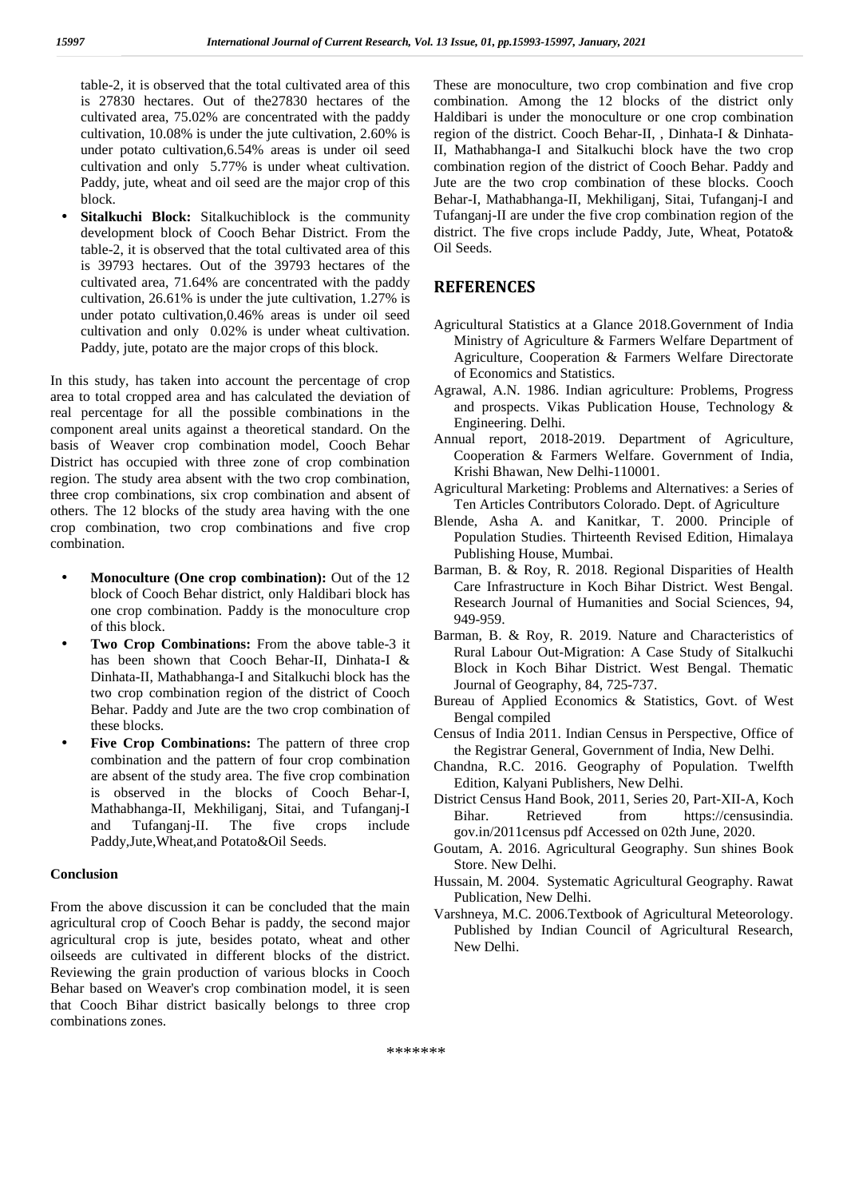table-2, it is observed that the total cultivated area of this is 27830 hectares. Out of the27830 hectares of the cultivated area, 75.02% are concentrated with the paddy cultivation, 10.08% is under the jute cultivation, 2.60% is under potato cultivation,6.54% areas is under oil seed cultivation and only 5.77% is under wheat cultivation. Paddy, jute, wheat and oil seed are the major crop of this block.

- **Sitalkuchi Block:** Sitalkuchiblock is the community development block of Cooch Behar District. From the table-2, it is observed that the total cultivated area of this is 39793 hectares. Out of the 39793 hectares of the cultivated area, 71.64% are concentrated with the paddy cultivation, 26.61% is under the jute cultivation, 1.27% is under potato cultivation,0.46% areas is under oil seed cultivation and only 0.02% is under wheat cultivation. Paddy, jute, potato are the major crops of this block.

In this study, has taken into account the percentage of crop area to total cropped area and has calculated the deviation of real percentage for all the possible combinations in the component areal units against a theoretical standard. On the basis of Weaver crop combination model, Cooch Behar District has occupied with three zone of crop combination region. The study area absent with the two crop combination, three crop combinations, six crop combination and absent of others. The 12 blocks of the study area having with the one crop combination, two crop combinations and five crop combination.

- **Monoculture (One crop combination):** Out of the 12 block of Cooch Behar district, only Haldibari block has one crop combination. Paddy is the monoculture crop of this block.
- **Two Crop Combinations:** From the above table-3 it has been shown that Cooch Behar-II, Dinhata-I & Dinhata-II, Mathabhanga-I and Sitalkuchi block has the two crop combination region of the district of Cooch Behar. Paddy and Jute are the two crop combination of these blocks.
- **Five Crop Combinations:** The pattern of three crop combination and the pattern of four crop combination are absent of the study area. The five crop combination is observed in the blocks of Cooch Behar-I, Mathabhanga-II, Mekhiliganj, Sitai, and Tufanganj-I and Tufanganj-II. The five crops include Paddy,Jute,Wheat,and Potato&Oil Seeds.

### Conclusion

From the above discussion it can be concluded that the main agricultural crop of Cooch Behar is paddy, the second major agricultural crop is jute, besides potato, wheat and other oilseeds are cultivated in different blocks of the district. Reviewing the grain production of various blocks in Cooch Behar based on Weaver's crop combination model, it is seen that Cooch Bihar district basically belongs to three crop combinations zones.

These are monoculture, two crop combination and five crop combination. Among the 12 blocks of the district only Haldibari is under the monoculture or one crop combination region of the district. Cooch Behar-II, , Dinhata-I & Dinhata-II, Mathabhanga-I and Sitalkuchi block have the two crop combination region of the district of Cooch Behar. Paddy and Jute are the two crop combination of these blocks. Cooch Behar-I, Mathabhanga-II, Mekhiliganj, Sitai, Tufanganj-I and Tufanganj-II are under the five crop combination region of the district. The five crops include Paddy, Jute, Wheat, Potato& Oil Seeds.

## REFERENCES

Agricultural Statistics at a Glance 2018.Government of India Ministry of Agriculture & Farmers Welfare Department of Agriculture, Cooperation & Farmers Welfare Directorate of Economics and Statistics.

Agrawal, A.N. 1986. Indian agriculture: Problems, Progress and prospects. Vikas Publication House, Technology & Engineering. Delhi.

Annual report, 2018-2019. Department of Agriculture, Cooperation & Farmers Welfare. Government of India, Krishi Bhawan, New Delhi-110001.

Agricultural Marketing: Problems and Alternatives: a Series of Ten Articles Contributors Colorado. Dept. of Agriculture

Blende, Asha A. and Kanitkar, T. 2000. Principle of Population Studies. Thirteenth Revised Edition, Himalaya Publishing House, Mumbai.

Barman, B. & Roy, R. 2018. Regional Disparities of Health Care Infrastructure in Koch Bihar District. West Bengal. Research Journal of Humanities and Social Sciences, 94, 949-959.

Barman, B. & Roy, R. 2019. Nature and Characteristics of Rural Labour Out-Migration: A Case Study of Sitalkuchi Block in Koch Bihar District. West Bengal. Thematic Journal of Geography, 84, 725-737.

Bureau of Applied Economics & Statistics, Govt. of West Bengal compiled

Census of India 2011. Indian Census in Perspective, Office of the Registrar General, Government of India, New Delhi.

Chandna, R.C. 2016. Geography of Population. Twelfth Edition, Kalyani Publishers, New Delhi.

District Census Hand Book, 2011, Series 20, Part-XII-A, Koch Bihar. Retrieved from https://censusindia. gov.in/2011census pdf Accessed on 02th June, 2020.

Goutam, A. 2016. Agricultural Geography. Sun shines Book Store. New Delhi.

Hussain, M. 2004. Systematic Agricultural Geography. Rawat Publication, New Delhi.

Varshneya, M.C. 2006.Textbook of Agricultural Meteorology. Published by Indian Council of Agricultural Research, New Delhi.

*******